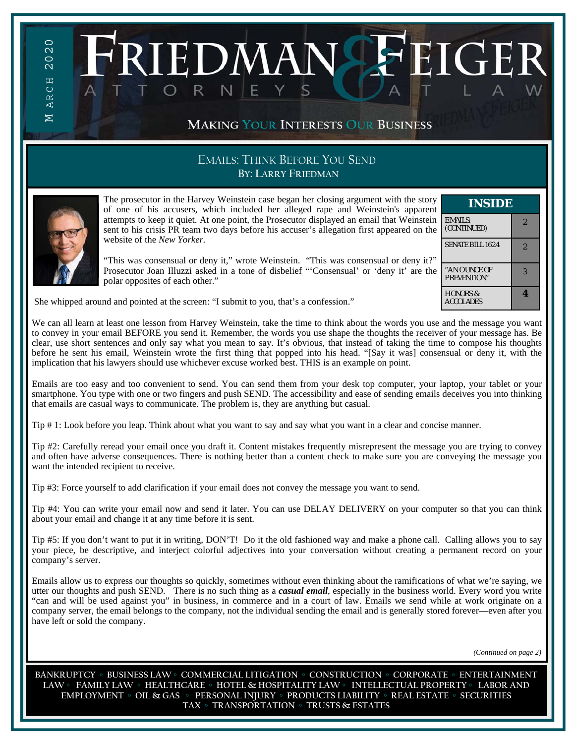MARCH 2020

# FRIEDMAN & FEIGER

ATTORNEYS AT LAW

**MAKING YOUR INTERESTS OUR BUSINESS**

## EMAILS: THINK BEFORE YOU SEND

**BY: LARRY FRIEDMAN**

| INSIDE | |
|---|---|
| EMAILS (CONTINUED) | 2 |
| SENATE BILL 1624 | 2 |
| "AN OUNCE OF PREVENTION" | 3 |
| HONORS & ACCOLADES | 4 |

The prosecutor in the Harvey Weinstein case began her closing argument with the story of one of his accusers, which included her alleged rape and Weinstein's apparent attempts to keep it quiet. At one point, the Prosecutor displayed an email that Weinstein sent to his crisis PR team two days before his accuser's allegation first appeared on the website of the *New Yorker*.

"This was consensual or deny it," wrote Weinstein. "This was consensual or deny it?" Prosecutor Joan Illuzzi asked in a tone of disbelief "'Consensual' or 'deny it' are the polar opposites of each other."

She whipped around and pointed at the screen: "I submit to you, that's a confession."

We can all learn at least one lesson from Harvey Weinstein, take the time to think about the words you use and the message you want to convey in your email BEFORE you send it. Remember, the words you use shape the thoughts the receiver of your message has. Be clear, use short sentences and only say what you mean to say. It's obvious, that instead of taking the time to compose his thoughts before he sent his email, Weinstein wrote the first thing that popped into his head. "[Say it was] consensual or deny it, with the implication that his lawyers should use whichever excuse worked best. THIS is an example on point.

Emails are too easy and too convenient to send. You can send them from your desk top computer, your laptop, your tablet or your smartphone. You type with one or two fingers and push SEND. The accessibility and ease of sending emails deceives you into thinking that emails are casual ways to communicate. The problem is, they are anything but casual.

Tip # 1: Look before you leap. Think about what you want to say and say what you want in a clear and concise manner.

Tip #2: Carefully reread your email once you draft it. Content mistakes frequently misrepresent the message you are trying to convey and often have adverse consequences. There is nothing better than a content check to make sure you are conveying the message you want the intended recipient to receive.

Tip #3: Force yourself to add clarification if your email does not convey the message you want to send.

Tip #4: You can write your email now and send it later. You can use DELAY DELIVERY on your computer so that you can think about your email and change it at any time before it is sent.

Tip #5: If you don't want to put it in writing, DON'T! Do it the old fashioned way and make a phone call. Calling allows you to say your piece, be descriptive, and interject colorful adjectives into your conversation without creating a permanent record on your company's server.

Emails allow us to express our thoughts so quickly, sometimes without even thinking about the ramifications of what we're saying, we utter our thoughts and push SEND. There is no such thing as a ***casual email***, especially in the business world. Every word you write "can and will be used against you" in business, in commerce and in a court of law. Emails we send while at work originate on a company server, the email belongs to the company, not the individual sending the email and is generally stored forever—even after you have left or sold the company.

*(Continued on page 2)*

BANKRUPTCY ◦ BUSINESS LAW ◦ COMMERCIAL LITIGATION ◦ CONSTRUCTION ◦ CORPORATE ◦ ENTERTAINMENT LAW ◦ FAMILY LAW ◦ HEALTHCARE ◦ HOTEL & HOSPITALITY LAW ◦ INTELLECTUAL PROPERTY ◦ LABOR AND EMPLOYMENT ◦ OIL & GAS ◦ PERSONAL INJURY ◦ PRODUCTS LIABILITY ◦ REAL ESTATE ◦ SECURITIES TAX ◦ TRANSPORTATION ◦ TRUSTS & ESTATES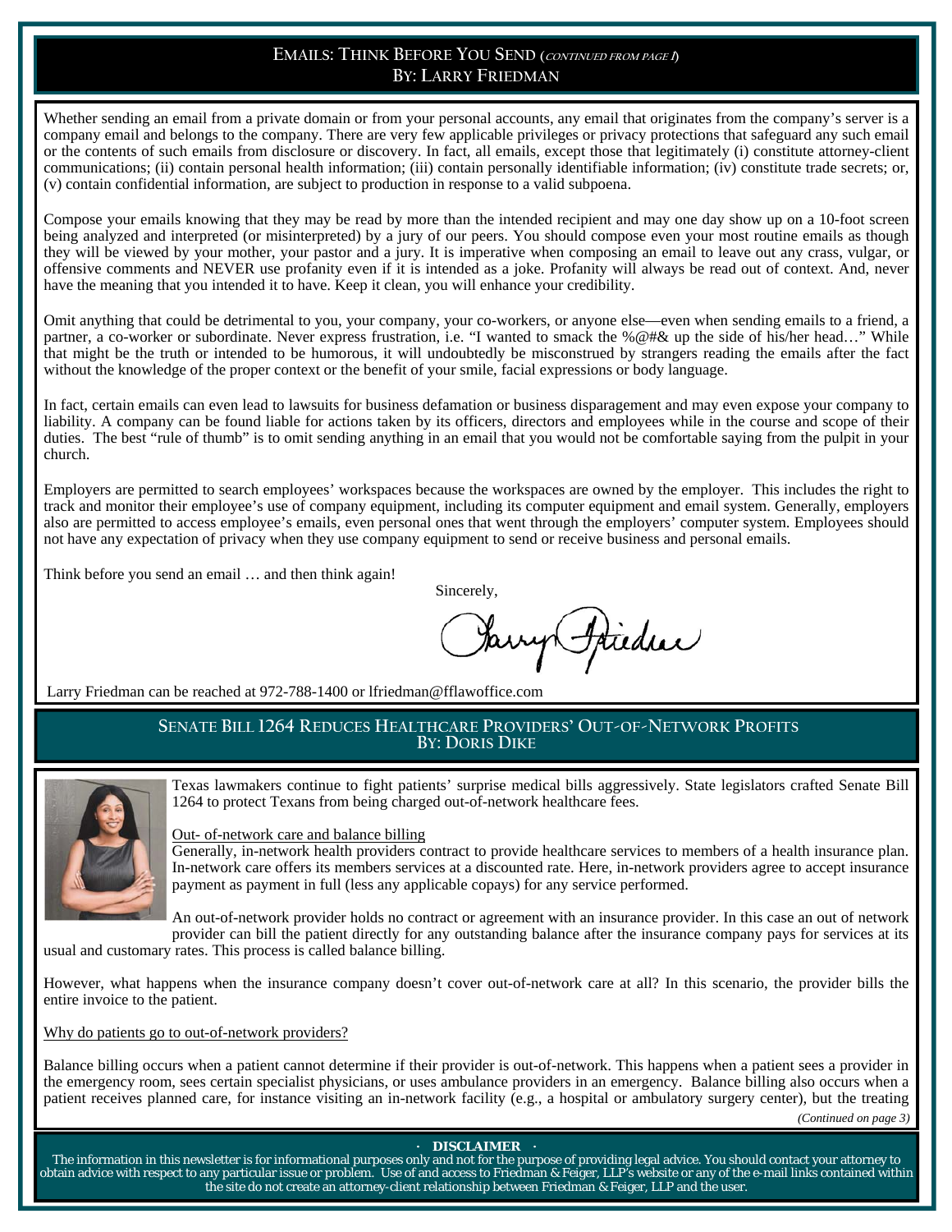## EMAILS: THINK BEFORE YOU SEND (*CONTINUED FROM PAGE 1*)
## BY: LARRY FRIEDMAN

Whether sending an email from a private domain or from your personal accounts, any email that originates from the company's server is a company email and belongs to the company. There are very few applicable privileges or privacy protections that safeguard any such email or the contents of such emails from disclosure or discovery. In fact, all emails, except those that legitimately (i) constitute attorney-client communications; (ii) contain personal health information; (iii) contain personally identifiable information; (iv) constitute trade secrets; or, (v) contain confidential information, are subject to production in response to a valid subpoena.

Compose your emails knowing that they may be read by more than the intended recipient and may one day show up on a 10-foot screen being analyzed and interpreted (or misinterpreted) by a jury of our peers. You should compose even your most routine emails as though they will be viewed by your mother, your pastor and a jury. It is imperative when composing an email to leave out any crass, vulgar, or offensive comments and NEVER use profanity even if it is intended as a joke. Profanity will always be read out of context. And, never have the meaning that you intended it to have. Keep it clean, you will enhance your credibility.

Omit anything that could be detrimental to you, your company, your co-workers, or anyone else—even when sending emails to a friend, a partner, a co-worker or subordinate. Never express frustration, i.e. "I wanted to smack the %@#& up the side of his/her head…" While that might be the truth or intended to be humorous, it will undoubtedly be misconstrued by strangers reading the emails after the fact without the knowledge of the proper context or the benefit of your smile, facial expressions or body language.

In fact, certain emails can even lead to lawsuits for business defamation or business disparagement and may even expose your company to liability. A company can be found liable for actions taken by its officers, directors and employees while in the course and scope of their duties. The best "rule of thumb" is to omit sending anything in an email that you would not be comfortable saying from the pulpit in your church.

Employers are permitted to search employees' workspaces because the workspaces are owned by the employer. This includes the right to track and monitor their employee's use of company equipment, including its computer equipment and email system. Generally, employers also are permitted to access employee's emails, even personal ones that went through the employers' computer system. Employees should not have any expectation of privacy when they use company equipment to send or receive business and personal emails.

Think before you send an email … and then think again!

Sincerely,

Larry Friedman

Larry Friedman can be reached at 972-788-1400 or lfriedman@fflawoffice.com

## SENATE BILL 1264 REDUCES HEALTHCARE PROVIDERS' OUT-OF-NETWORK PROFITS
## BY: DORIS DIKE

Texas lawmakers continue to fight patients' surprise medical bills aggressively. State legislators crafted Senate Bill 1264 to protect Texans from being charged out-of-network healthcare fees.

Out- of-network care and balance billing

Generally, in-network health providers contract to provide healthcare services to members of a health insurance plan. In-network care offers its members services at a discounted rate. Here, in-network providers agree to accept insurance payment as payment in full (less any applicable copays) for any service performed.

An out-of-network provider holds no contract or agreement with an insurance provider. In this case an out of network provider can bill the patient directly for any outstanding balance after the insurance company pays for services at its usual and customary rates. This process is called balance billing.

However, what happens when the insurance company doesn't cover out-of-network care at all? In this scenario, the provider bills the entire invoice to the patient.

Why do patients go to out-of-network providers?

Balance billing occurs when a patient cannot determine if their provider is out-of-network. This happens when a patient sees a provider in the emergency room, sees certain specialist physicians, or uses ambulance providers in an emergency. Balance billing also occurs when a patient receives planned care, for instance visiting an in-network facility (e.g., a hospital or ambulatory surgery center), but the treating

*(Continued on page 3)*

**· DISCLAIMER ·**

The information in this newsletter is for informational purposes only and not for the purpose of providing legal advice. You should contact your attorney to obtain advice with respect to any particular issue or problem. Use of and access to Friedman & Feiger, LLP's website or any of the e-mail links contained within the site do not create an attorney-client relationship between Friedman & Feiger, LLP and the user.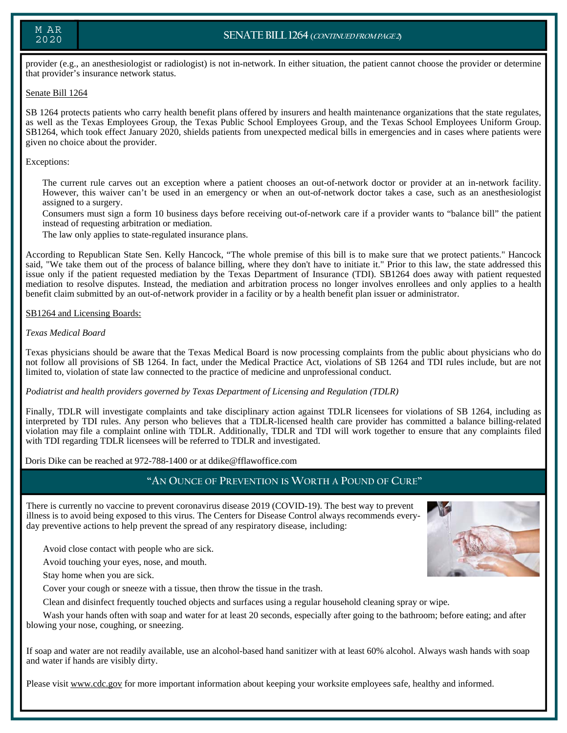## SENATE BILL 1264 (*CONTINUED FROM PAGE 2*)

provider (e.g., an anesthesiologist or radiologist) is not in-network. In either situation, the patient cannot choose the provider or determine that provider's insurance network status.

Senate Bill 1264

SB 1264 protects patients who carry health benefit plans offered by insurers and health maintenance organizations that the state regulates, as well as the Texas Employees Group, the Texas Public School Employees Group, and the Texas School Employees Uniform Group. SB1264, which took effect January 2020, shields patients from unexpected medical bills in emergencies and in cases where patients were given no choice about the provider.

Exceptions:

- The current rule carves out an exception where a patient chooses an out-of-network doctor or provider at an in-network facility. However, this waiver can't be used in an emergency or when an out-of-network doctor takes a case, such as an anesthesiologist assigned to a surgery.
- Consumers must sign a form 10 business days before receiving out-of-network care if a provider wants to "balance bill" the patient instead of requesting arbitration or mediation.
- The law only applies to state-regulated insurance plans.

According to Republican State Sen. Kelly Hancock, "The whole premise of this bill is to make sure that we protect patients." Hancock said, "We take them out of the process of balance billing, where they don't have to initiate it." Prior to this law, the state addressed this issue only if the patient requested mediation by the Texas Department of Insurance (TDI). SB1264 does away with patient requested mediation to resolve disputes. Instead, the mediation and arbitration process no longer involves enrollees and only applies to a health benefit claim submitted by an out-of-network provider in a facility or by a health benefit plan issuer or administrator.

SB1264 and Licensing Boards:

*Texas Medical Board*

Texas physicians should be aware that the Texas Medical Board is now processing complaints from the public about physicians who do not follow all provisions of SB 1264. In fact, under the Medical Practice Act, violations of SB 1264 and TDI rules include, but are not limited to, violation of state law connected to the practice of medicine and unprofessional conduct.

*Podiatrist and health providers governed by Texas Department of Licensing and Regulation (TDLR)*

Finally, TDLR will investigate complaints and take disciplinary action against TDLR licensees for violations of SB 1264, including as interpreted by TDI rules. Any person who believes that a TDLR-licensed health care provider has committed a balance billing-related violation may file a complaint online with TDLR. Additionally, TDLR and TDI will work together to ensure that any complaints filed with TDI regarding TDLR licensees will be referred to TDLR and investigated.

Doris Dike can be reached at 972-788-1400 or at ddike@fflawoffice.com

## "AN OUNCE OF PREVENTION IS WORTH A POUND OF CURE"

There is currently no vaccine to prevent coronavirus disease 2019 (COVID-19). The best way to prevent illness is to avoid being exposed to this virus. The Centers for Disease Control always recommends everyday preventive actions to help prevent the spread of any respiratory disease, including:

- Avoid close contact with people who are sick.
- Avoid touching your eyes, nose, and mouth.
- Stay home when you are sick.
- Cover your cough or sneeze with a tissue, then throw the tissue in the trash.
- Clean and disinfect frequently touched objects and surfaces using a regular household cleaning spray or wipe.
- Wash your hands often with soap and water for at least 20 seconds, especially after going to the bathroom; before eating; and after blowing your nose, coughing, or sneezing.

If soap and water are not readily available, use an alcohol-based hand sanitizer with at least 60% alcohol. Always wash hands with soap and water if hands are visibly dirty.

Please visit www.cdc.gov for more important information about keeping your worksite employees safe, healthy and informed.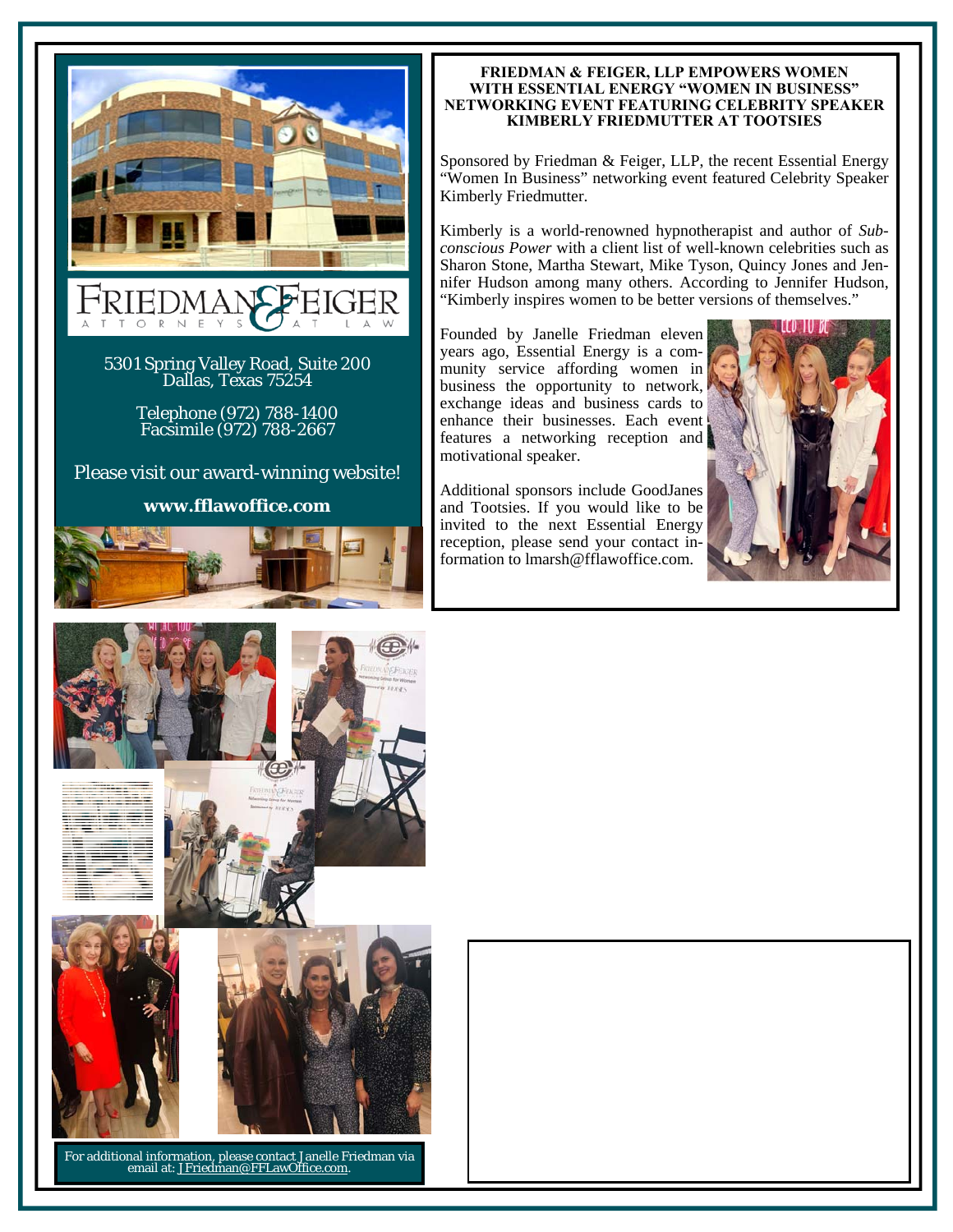FRIEDMAN & FEIGER

ATTORNEYS AT LAW

5301 Spring Valley Road, Suite 200
Dallas, Texas 75254

Telephone (972) 788-1400
Facsimile (972) 788-2667

Please visit our award-winning website!

**www.fflawoffice.com**

## FRIEDMAN & FEIGER, LLP EMPOWERS WOMEN WITH ESSENTIAL ENERGY "WOMEN IN BUSINESS" NETWORKING EVENT FEATURING CELEBRITY SPEAKER KIMBERLY FRIEDMUTTER AT TOOTSIES

Sponsored by Friedman & Feiger, LLP, the recent Essential Energy "Women In Business" networking event featured Celebrity Speaker Kimberly Friedmutter.

Kimberly is a world-renowned hypnotherapist and author of *Subconscious Power* with a client list of well-known celebrities such as Sharon Stone, Martha Stewart, Mike Tyson, Quincy Jones and Jennifer Hudson among many others. According to Jennifer Hudson, "Kimberly inspires women to be better versions of themselves."

Founded by Janelle Friedman eleven years ago, Essential Energy is a community service affording women in business the opportunity to network, exchange ideas and business cards to enhance their businesses. Each event features a networking reception and motivational speaker.

Additional sponsors include GoodJanes and Tootsies. If you would like to be invited to the next Essential Energy reception, please send your contact information to lmarsh@fflawoffice.com.

For additional information, please contact Janelle Friedman via email at: JFriedman@FFLawOffice.com.